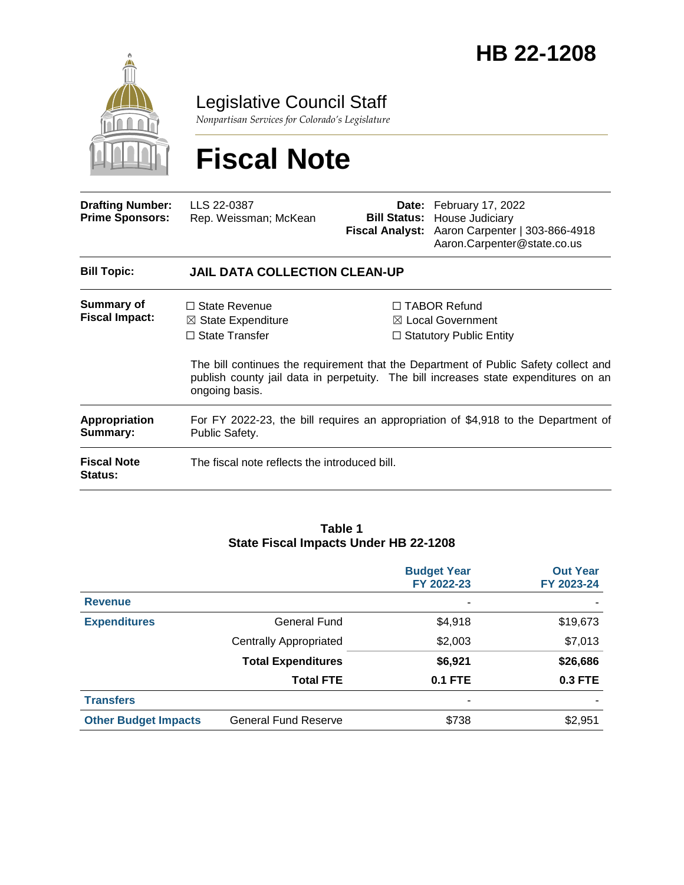# HB 22-1208

## Legislative Council Staff

*Nonpartisan Services for Colorado's Legislature*

# Fiscal Note

| | | | |
|---|---|---|---|
| **Drafting Number:** | LLS 22-0387 | **Date:** | February 17, 2022 |
| **Prime Sponsors:** | Rep. Weissman; McKean | **Bill Status:** | House Judiciary |
| | | **Fiscal Analyst:** | Aaron Carpenter \| 303-866-4918<br>Aaron.Carpenter@state.co.us |

| | |
|---|---|
| **Bill Topic:** | **JAIL DATA COLLECTION CLEAN-UP** |
| **Summary of Fiscal Impact:** | ☐ State Revenue<br>☒ State Expenditure<br>☐ State Transfer<br>☐ TABOR Refund<br>☒ Local Government<br>☐ Statutory Public Entity<br><br>The bill continues the requirement that the Department of Public Safety collect and publish county jail data in perpetuity. The bill increases state expenditures on an ongoing basis. |
| **Appropriation Summary:** | For FY 2022-23, the bill requires an appropriation of $4,918 to the Department of Public Safety. |
| **Fiscal Note Status:** | The fiscal note reflects the introduced bill. |

**Table 1**
**State Fiscal Impacts Under HB 22-1208**

| | | Budget Year FY 2022-23 | Out Year FY 2023-24 |
|---|---|---|---|
| **Revenue** | | - | - |
| **Expenditures** | General Fund | $4,918 | $19,673 |
| | Centrally Appropriated | $2,003 | $7,013 |
| | **Total Expenditures** | **$6,921** | **$26,686** |
| | **Total FTE** | **0.1 FTE** | **0.3 FTE** |
| **Transfers** | | - | - |
| **Other Budget Impacts** | General Fund Reserve | $738 | $2,951 |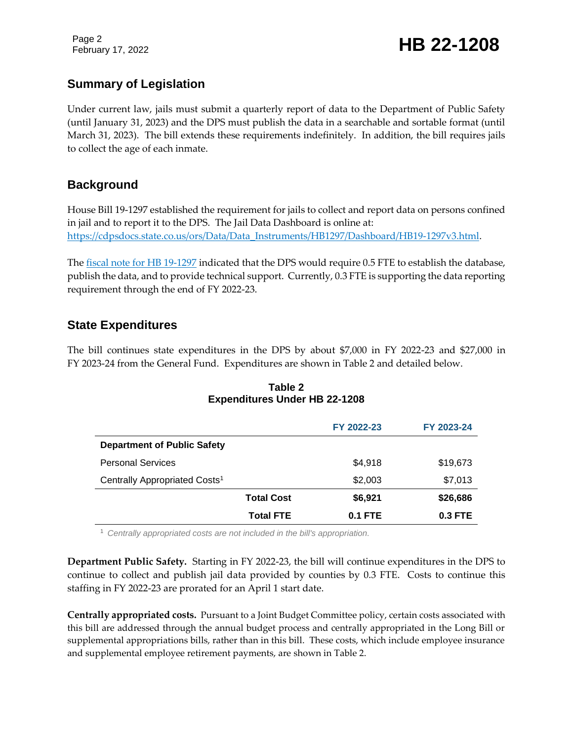## Summary of Legislation

Under current law, jails must submit a quarterly report of data to the Department of Public Safety (until January 31, 2023) and the DPS must publish the data in a searchable and sortable format (until March 31, 2023). The bill extends these requirements indefinitely. In addition, the bill requires jails to collect the age of each inmate.

## Background

House Bill 19-1297 established the requirement for jails to collect and report data on persons confined in jail and to report it to the DPS. The Jail Data Dashboard is online at: https://cdpsdocs.state.co.us/ors/Data/Data_Instruments/HB1297/Dashboard/HB19-1297v3.html.

The fiscal note for HB 19-1297 indicated that the DPS would require 0.5 FTE to establish the database, publish the data, and to provide technical support. Currently, 0.3 FTE is supporting the data reporting requirement through the end of FY 2022-23.

## State Expenditures

The bill continues state expenditures in the DPS by about $7,000 in FY 2022-23 and $27,000 in FY 2023-24 from the General Fund. Expenditures are shown in Table 2 and detailed below.

**Table 2**
**Expenditures Under HB 22-1208**

| | FY 2022-23 | FY 2023-24 |
|---|---|---|
| **Department of Public Safety** | | |
| Personal Services | $4,918 | $19,673 |
| Centrally Appropriated Costs[1] | $2,003 | $7,013 |
| **Total Cost** | **$6,921** | **$26,686** |
| **Total FTE** | **0.1 FTE** | **0.3 FTE** |

[1] *Centrally appropriated costs are not included in the bill's appropriation.*

**Department Public Safety.** Starting in FY 2022-23, the bill will continue expenditures in the DPS to continue to collect and publish jail data provided by counties by 0.3 FTE. Costs to continue this staffing in FY 2022-23 are prorated for an April 1 start date.

**Centrally appropriated costs.** Pursuant to a Joint Budget Committee policy, certain costs associated with this bill are addressed through the annual budget process and centrally appropriated in the Long Bill or supplemental appropriations bills, rather than in this bill. These costs, which include employee insurance and supplemental employee retirement payments, are shown in Table 2.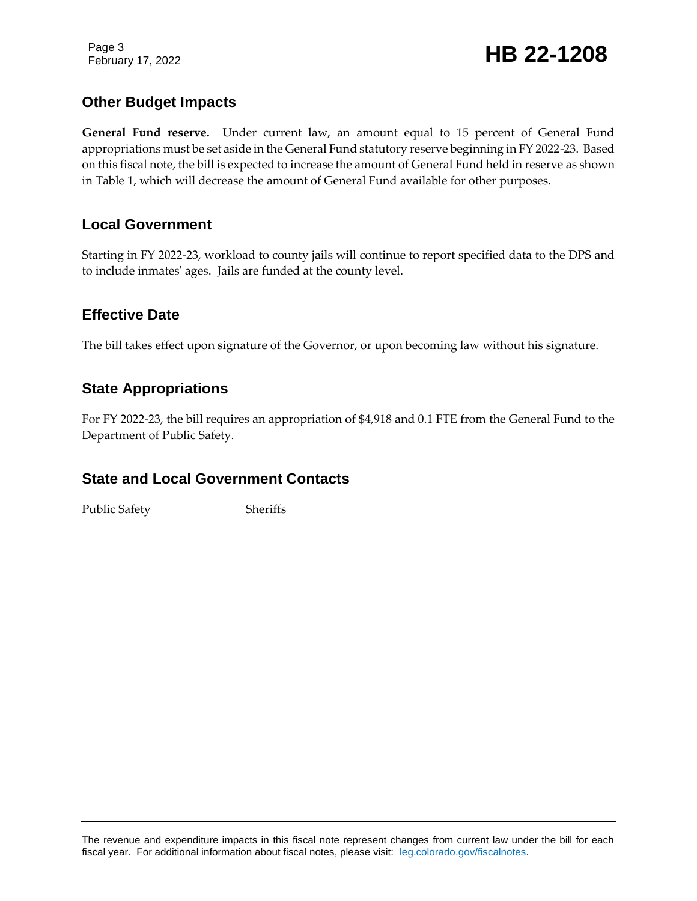## Other Budget Impacts

**General Fund reserve.** Under current law, an amount equal to 15 percent of General Fund appropriations must be set aside in the General Fund statutory reserve beginning in FY 2022-23. Based on this fiscal note, the bill is expected to increase the amount of General Fund held in reserve as shown in Table 1, which will decrease the amount of General Fund available for other purposes.

## Local Government

Starting in FY 2022-23, workload to county jails will continue to report specified data to the DPS and to include inmates' ages. Jails are funded at the county level.

## Effective Date

The bill takes effect upon signature of the Governor, or upon becoming law without his signature.

## State Appropriations

For FY 2022-23, the bill requires an appropriation of $4,918 and 0.1 FTE from the General Fund to the Department of Public Safety.

## State and Local Government Contacts

Public Safety	Sheriffs

The revenue and expenditure impacts in this fiscal note represent changes from current law under the bill for each fiscal year. For additional information about fiscal notes, please visit: leg.colorado.gov/fiscalnotes.